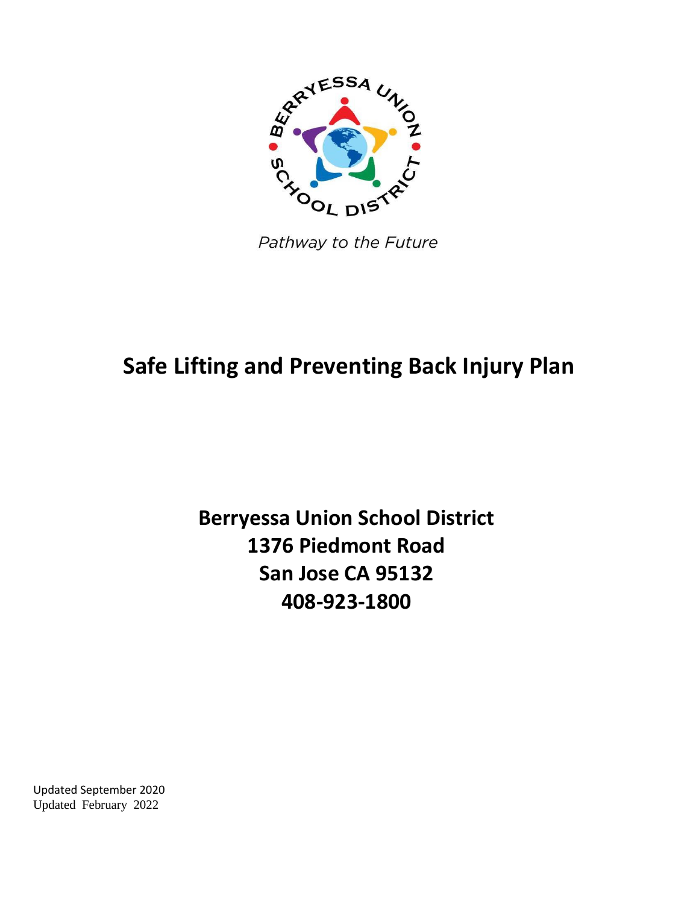BERRYESSA UNION SCHOOL DISTRICT

*Pathway to the Future*

# Safe Lifting and Preventing Back Injury Plan

**Berryessa Union School District**
**1376 Piedmont Road**
**San Jose CA 95132**
**408-923-1800**

Updated September 2020
Updated February 2022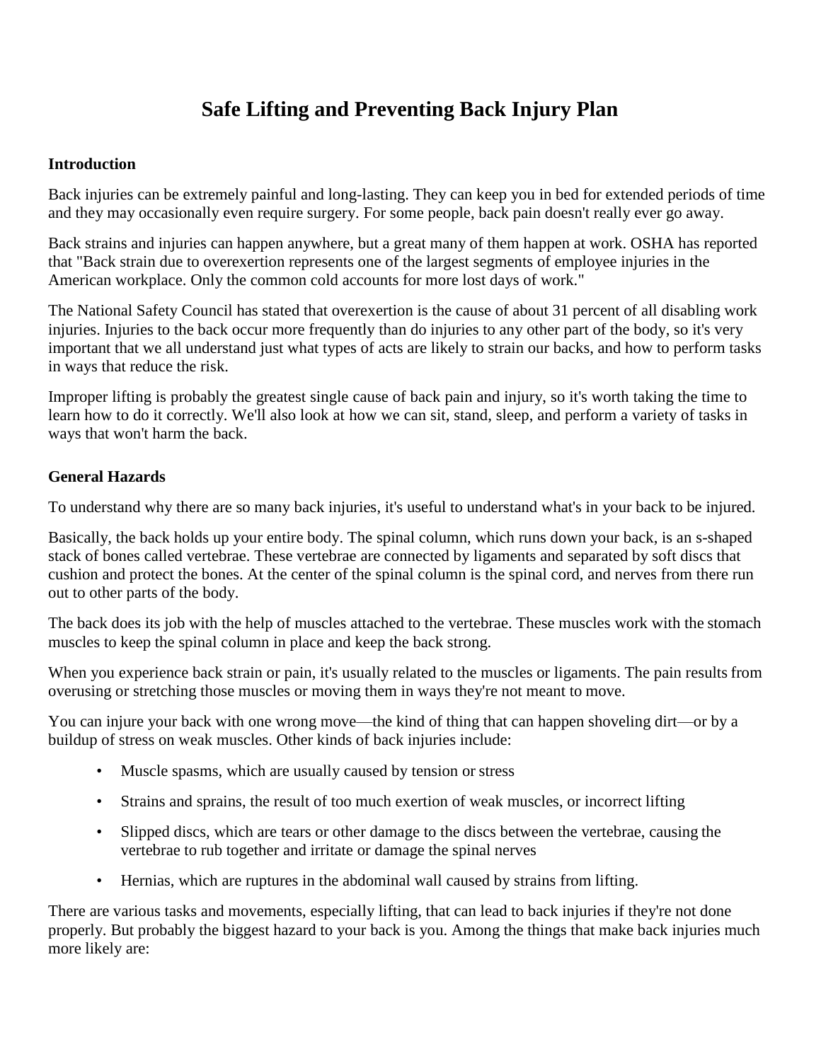# Safe Lifting and Preventing Back Injury Plan

### Introduction

Back injuries can be extremely painful and long-lasting. They can keep you in bed for extended periods of time and they may occasionally even require surgery. For some people, back pain doesn't really ever go away.

Back strains and injuries can happen anywhere, but a great many of them happen at work. OSHA has reported that "Back strain due to overexertion represents one of the largest segments of employee injuries in the American workplace. Only the common cold accounts for more lost days of work."

The National Safety Council has stated that overexertion is the cause of about 31 percent of all disabling work injuries. Injuries to the back occur more frequently than do injuries to any other part of the body, so it's very important that we all understand just what types of acts are likely to strain our backs, and how to perform tasks in ways that reduce the risk.

Improper lifting is probably the greatest single cause of back pain and injury, so it's worth taking the time to learn how to do it correctly. We'll also look at how we can sit, stand, sleep, and perform a variety of tasks in ways that won't harm the back.

### General Hazards

To understand why there are so many back injuries, it's useful to understand what's in your back to be injured.

Basically, the back holds up your entire body. The spinal column, which runs down your back, is an s-shaped stack of bones called vertebrae. These vertebrae are connected by ligaments and separated by soft discs that cushion and protect the bones. At the center of the spinal column is the spinal cord, and nerves from there run out to other parts of the body.

The back does its job with the help of muscles attached to the vertebrae. These muscles work with the stomach muscles to keep the spinal column in place and keep the back strong.

When you experience back strain or pain, it's usually related to the muscles or ligaments. The pain results from overusing or stretching those muscles or moving them in ways they're not meant to move.

You can injure your back with one wrong move—the kind of thing that can happen shoveling dirt—or by a buildup of stress on weak muscles. Other kinds of back injuries include:

- Muscle spasms, which are usually caused by tension or stress
- Strains and sprains, the result of too much exertion of weak muscles, or incorrect lifting
- Slipped discs, which are tears or other damage to the discs between the vertebrae, causing the vertebrae to rub together and irritate or damage the spinal nerves
- Hernias, which are ruptures in the abdominal wall caused by strains from lifting.

There are various tasks and movements, especially lifting, that can lead to back injuries if they're not done properly. But probably the biggest hazard to your back is you. Among the things that make back injuries much more likely are: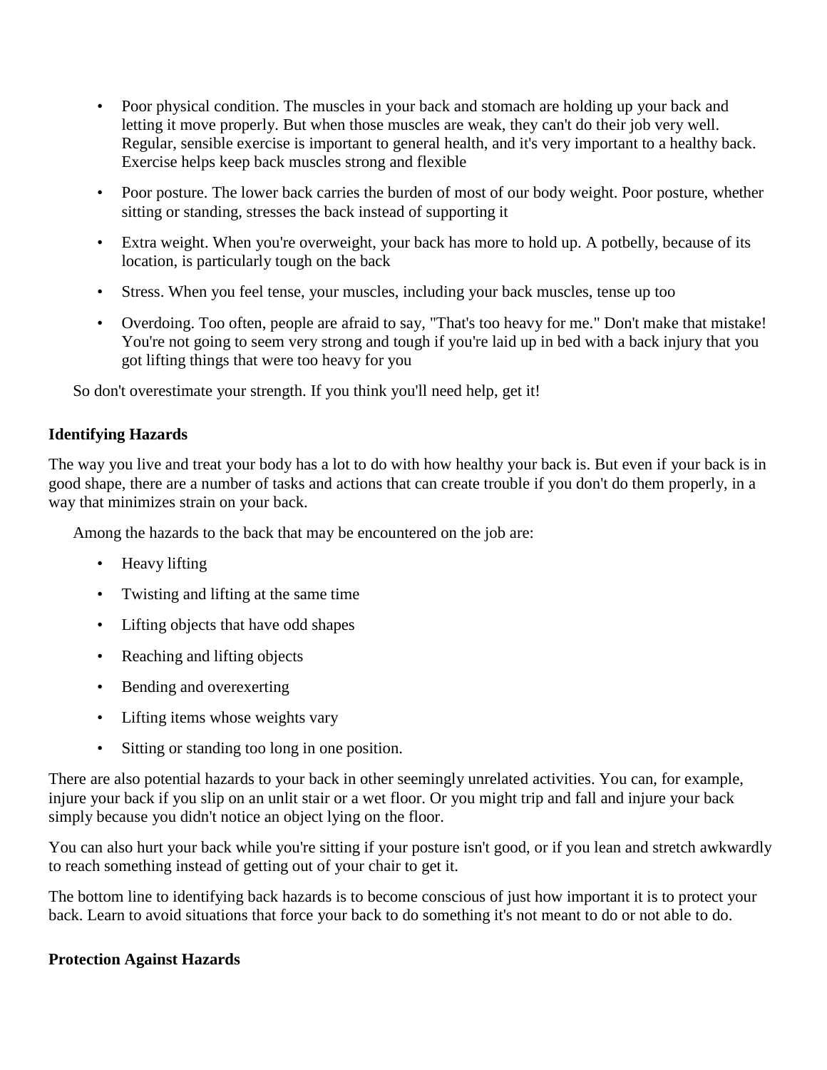- Poor physical condition. The muscles in your back and stomach are holding up your back and letting it move properly. But when those muscles are weak, they can't do their job very well. Regular, sensible exercise is important to general health, and it's very important to a healthy back. Exercise helps keep back muscles strong and flexible
- Poor posture. The lower back carries the burden of most of our body weight. Poor posture, whether sitting or standing, stresses the back instead of supporting it
- Extra weight. When you're overweight, your back has more to hold up. A potbelly, because of its location, is particularly tough on the back
- Stress. When you feel tense, your muscles, including your back muscles, tense up too
- Overdoing. Too often, people are afraid to say, "That's too heavy for me." Don't make that mistake! You're not going to seem very strong and tough if you're laid up in bed with a back injury that you got lifting things that were too heavy for you

So don't overestimate your strength. If you think you'll need help, get it!

**Identifying Hazards**

The way you live and treat your body has a lot to do with how healthy your back is. But even if your back is in good shape, there are a number of tasks and actions that can create trouble if you don't do them properly, in a way that minimizes strain on your back.

Among the hazards to the back that may be encountered on the job are:

- Heavy lifting
- Twisting and lifting at the same time
- Lifting objects that have odd shapes
- Reaching and lifting objects
- Bending and overexerting
- Lifting items whose weights vary
- Sitting or standing too long in one position.

There are also potential hazards to your back in other seemingly unrelated activities. You can, for example, injure your back if you slip on an unlit stair or a wet floor. Or you might trip and fall and injure your back simply because you didn't notice an object lying on the floor.

You can also hurt your back while you're sitting if your posture isn't good, or if you lean and stretch awkwardly to reach something instead of getting out of your chair to get it.

The bottom line to identifying back hazards is to become conscious of just how important it is to protect your back. Learn to avoid situations that force your back to do something it's not meant to do or not able to do.

**Protection Against Hazards**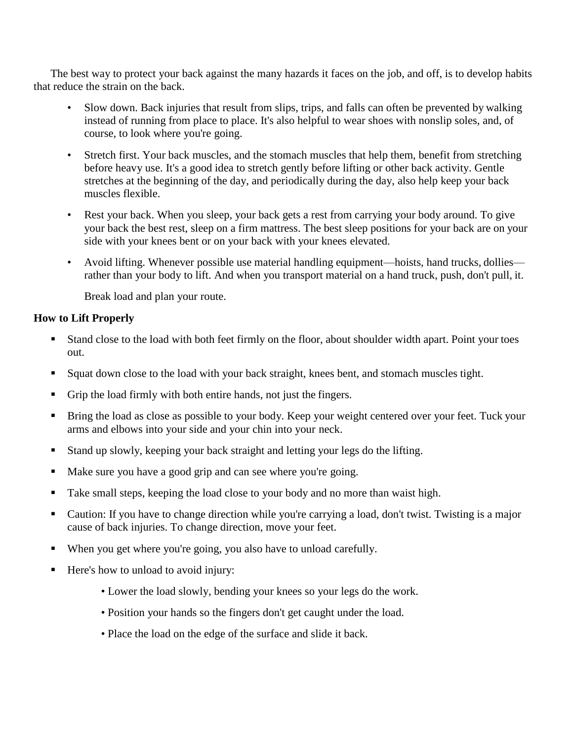The best way to protect your back against the many hazards it faces on the job, and off, is to develop habits that reduce the strain on the back.

- Slow down. Back injuries that result from slips, trips, and falls can often be prevented by walking instead of running from place to place. It's also helpful to wear shoes with nonslip soles, and, of course, to look where you're going.
- Stretch first. Your back muscles, and the stomach muscles that help them, benefit from stretching before heavy use. It's a good idea to stretch gently before lifting or other back activity. Gentle stretches at the beginning of the day, and periodically during the day, also help keep your back muscles flexible.
- Rest your back. When you sleep, your back gets a rest from carrying your body around. To give your back the best rest, sleep on a firm mattress. The best sleep positions for your back are on your side with your knees bent or on your back with your knees elevated.
- Avoid lifting. Whenever possible use material handling equipment—hoists, hand trucks, dollies—rather than your body to lift. And when you transport material on a hand truck, push, don't pull, it.

  Break load and plan your route.

**How to Lift Properly**

- Stand close to the load with both feet firmly on the floor, about shoulder width apart. Point your toes out.
- Squat down close to the load with your back straight, knees bent, and stomach muscles tight.
- Grip the load firmly with both entire hands, not just the fingers.
- Bring the load as close as possible to your body. Keep your weight centered over your feet. Tuck your arms and elbows into your side and your chin into your neck.
- Stand up slowly, keeping your back straight and letting your legs do the lifting.
- Make sure you have a good grip and can see where you're going.
- Take small steps, keeping the load close to your body and no more than waist high.
- Caution: If you have to change direction while you're carrying a load, don't twist. Twisting is a major cause of back injuries. To change direction, move your feet.
- When you get where you're going, you also have to unload carefully.
- Here's how to unload to avoid injury:
  - Lower the load slowly, bending your knees so your legs do the work.
  - Position your hands so the fingers don't get caught under the load.
  - Place the load on the edge of the surface and slide it back.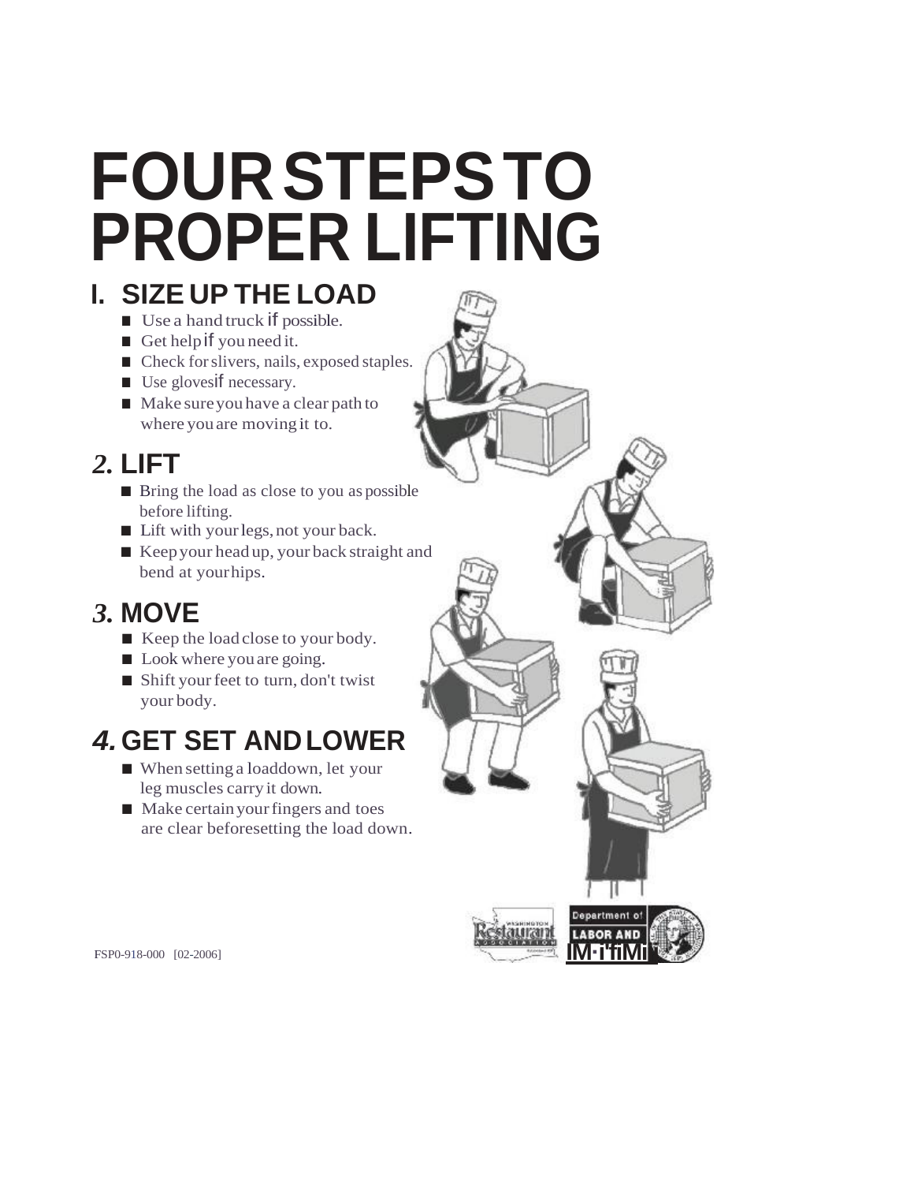# FOUR STEPS TO PROPER LIFTING

## I. SIZE UP THE LOAD

- Use a hand truck if possible.
- Get help if you need it.
- Check for slivers, nails, exposed staples.
- Use gloves if necessary.
- Make sure you have a clear path to where you are moving it to.

## *2.* LIFT

- Bring the load as close to you as possible before lifting.
- Lift with your legs, not your back.
- Keep your head up, your back straight and bend at your hips.

## *3.* MOVE

- Keep the load close to your body.
- Look where you are going.
- Shift your feet to turn, don't twist your body.

## *4.* GET SET AND LOWER

- When setting a load down, let your leg muscles carry it down.
- Make certain your fingers and toes are clear before setting the load down.

FSP0-918-000 [02-2006]

Washington Restaurant Association

Department of LABOR AND INDUSTRIES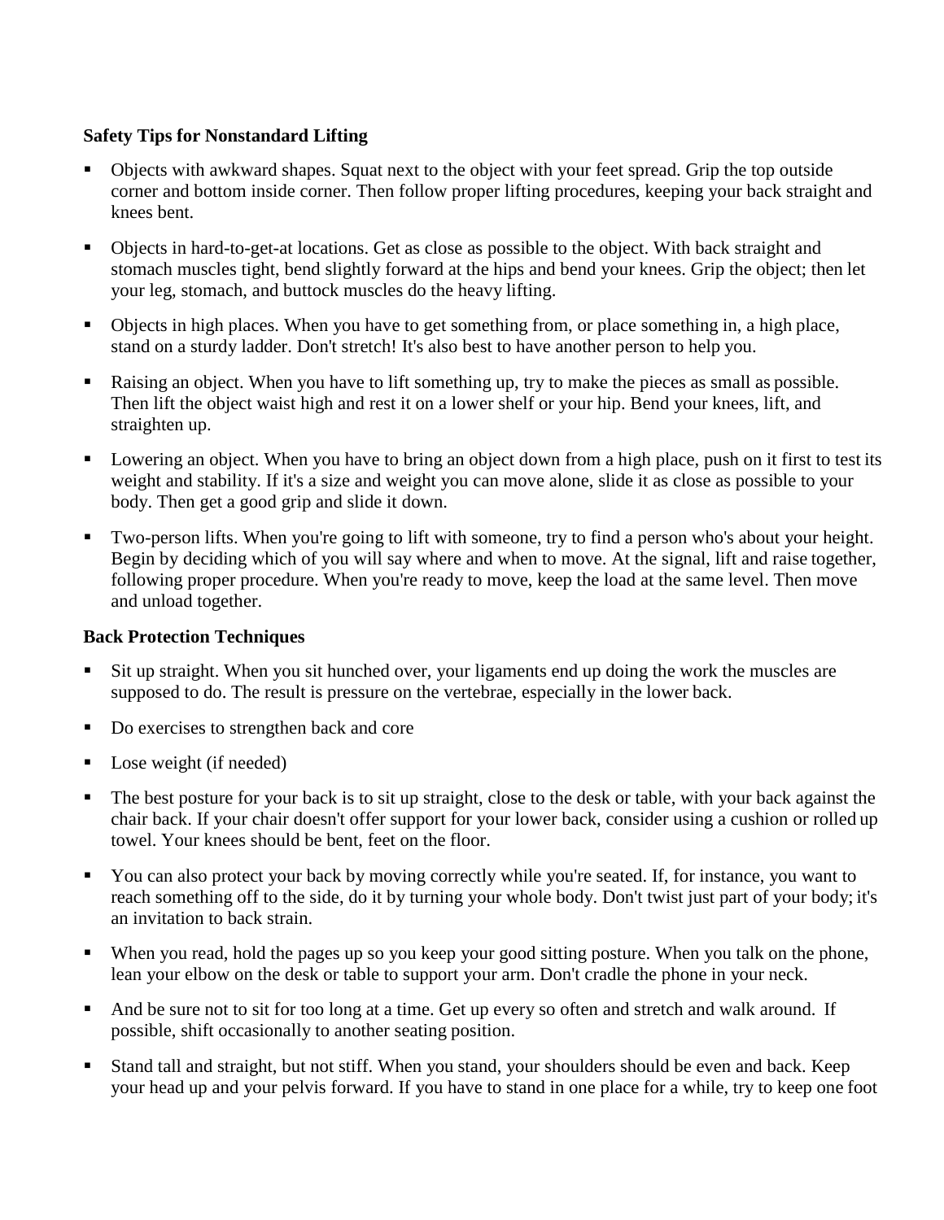**Safety Tips for Nonstandard Lifting**

- Objects with awkward shapes. Squat next to the object with your feet spread. Grip the top outside corner and bottom inside corner. Then follow proper lifting procedures, keeping your back straight and knees bent.
- Objects in hard-to-get-at locations. Get as close as possible to the object. With back straight and stomach muscles tight, bend slightly forward at the hips and bend your knees. Grip the object; then let your leg, stomach, and buttock muscles do the heavy lifting.
- Objects in high places. When you have to get something from, or place something in, a high place, stand on a sturdy ladder. Don't stretch! It's also best to have another person to help you.
- Raising an object. When you have to lift something up, try to make the pieces as small as possible. Then lift the object waist high and rest it on a lower shelf or your hip. Bend your knees, lift, and straighten up.
- Lowering an object. When you have to bring an object down from a high place, push on it first to test its weight and stability. If it's a size and weight you can move alone, slide it as close as possible to your body. Then get a good grip and slide it down.
- Two-person lifts. When you're going to lift with someone, try to find a person who's about your height. Begin by deciding which of you will say where and when to move. At the signal, lift and raise together, following proper procedure. When you're ready to move, keep the load at the same level. Then move and unload together.

**Back Protection Techniques**

- Sit up straight. When you sit hunched over, your ligaments end up doing the work the muscles are supposed to do. The result is pressure on the vertebrae, especially in the lower back.
- Do exercises to strengthen back and core
- Lose weight (if needed)
- The best posture for your back is to sit up straight, close to the desk or table, with your back against the chair back. If your chair doesn't offer support for your lower back, consider using a cushion or rolled up towel. Your knees should be bent, feet on the floor.
- You can also protect your back by moving correctly while you're seated. If, for instance, you want to reach something off to the side, do it by turning your whole body. Don't twist just part of your body; it's an invitation to back strain.
- When you read, hold the pages up so you keep your good sitting posture. When you talk on the phone, lean your elbow on the desk or table to support your arm. Don't cradle the phone in your neck.
- And be sure not to sit for too long at a time. Get up every so often and stretch and walk around. If possible, shift occasionally to another seating position.
- Stand tall and straight, but not stiff. When you stand, your shoulders should be even and back. Keep your head up and your pelvis forward. If you have to stand in one place for a while, try to keep one foot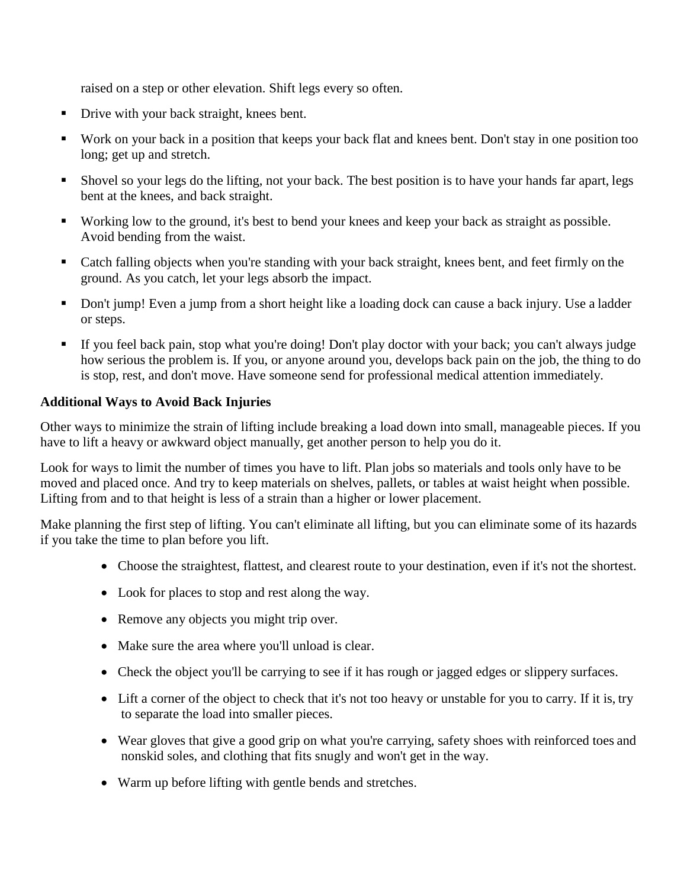raised on a step or other elevation. Shift legs every so often.

- Drive with your back straight, knees bent.
- Work on your back in a position that keeps your back flat and knees bent. Don't stay in one position too long; get up and stretch.
- Shovel so your legs do the lifting, not your back. The best position is to have your hands far apart, legs bent at the knees, and back straight.
- Working low to the ground, it's best to bend your knees and keep your back as straight as possible. Avoid bending from the waist.
- Catch falling objects when you're standing with your back straight, knees bent, and feet firmly on the ground. As you catch, let your legs absorb the impact.
- Don't jump! Even a jump from a short height like a loading dock can cause a back injury. Use a ladder or steps.
- If you feel back pain, stop what you're doing! Don't play doctor with your back; you can't always judge how serious the problem is. If you, or anyone around you, develops back pain on the job, the thing to do is stop, rest, and don't move. Have someone send for professional medical attention immediately.

**Additional Ways to Avoid Back Injuries**

Other ways to minimize the strain of lifting include breaking a load down into small, manageable pieces. If you have to lift a heavy or awkward object manually, get another person to help you do it.

Look for ways to limit the number of times you have to lift. Plan jobs so materials and tools only have to be moved and placed once. And try to keep materials on shelves, pallets, or tables at waist height when possible. Lifting from and to that height is less of a strain than a higher or lower placement.

Make planning the first step of lifting. You can't eliminate all lifting, but you can eliminate some of its hazards if you take the time to plan before you lift.

- Choose the straightest, flattest, and clearest route to your destination, even if it's not the shortest.
- Look for places to stop and rest along the way.
- Remove any objects you might trip over.
- Make sure the area where you'll unload is clear.
- Check the object you'll be carrying to see if it has rough or jagged edges or slippery surfaces.
- Lift a corner of the object to check that it's not too heavy or unstable for you to carry. If it is, try to separate the load into smaller pieces.
- Wear gloves that give a good grip on what you're carrying, safety shoes with reinforced toes and nonskid soles, and clothing that fits snugly and won't get in the way.
- Warm up before lifting with gentle bends and stretches.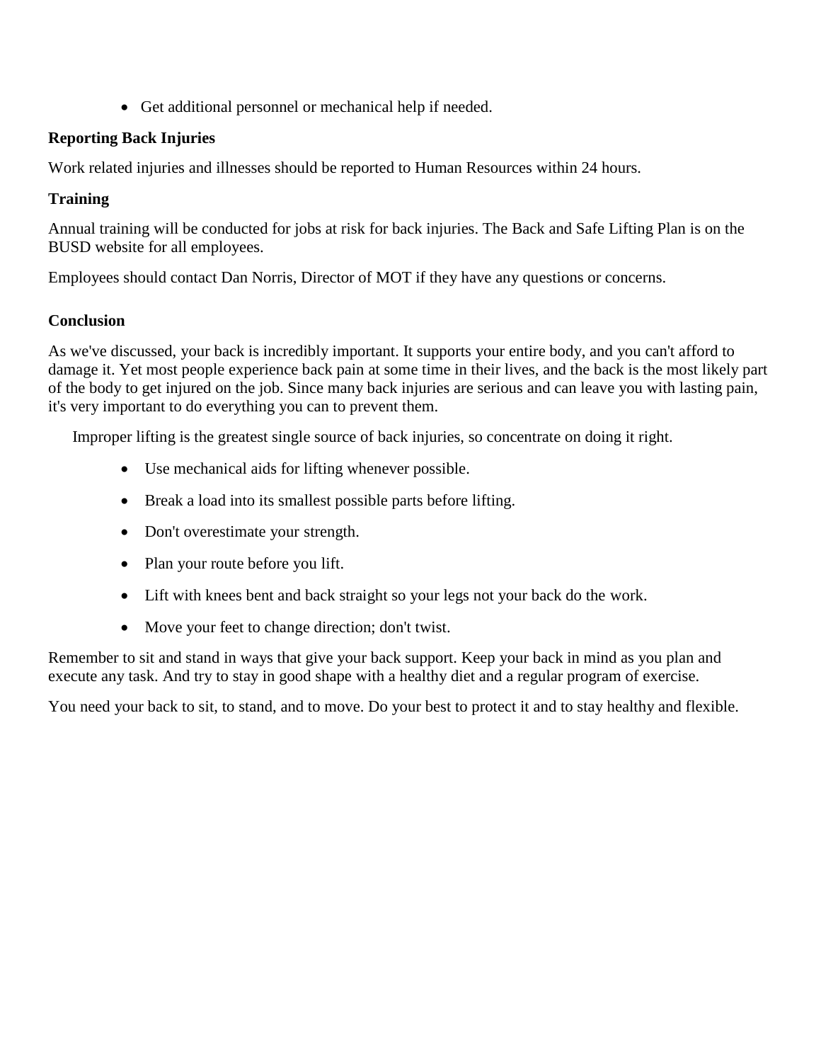- Get additional personnel or mechanical help if needed.

**Reporting Back Injuries**

Work related injuries and illnesses should be reported to Human Resources within 24 hours.

**Training**

Annual training will be conducted for jobs at risk for back injuries. The Back and Safe Lifting Plan is on the BUSD website for all employees.

Employees should contact Dan Norris, Director of MOT if they have any questions or concerns.

**Conclusion**

As we've discussed, your back is incredibly important. It supports your entire body, and you can't afford to damage it. Yet most people experience back pain at some time in their lives, and the back is the most likely part of the body to get injured on the job. Since many back injuries are serious and can leave you with lasting pain, it's very important to do everything you can to prevent them.

Improper lifting is the greatest single source of back injuries, so concentrate on doing it right.

- Use mechanical aids for lifting whenever possible.
- Break a load into its smallest possible parts before lifting.
- Don't overestimate your strength.
- Plan your route before you lift.
- Lift with knees bent and back straight so your legs not your back do the work.
- Move your feet to change direction; don't twist.

Remember to sit and stand in ways that give your back support. Keep your back in mind as you plan and execute any task. And try to stay in good shape with a healthy diet and a regular program of exercise.

You need your back to sit, to stand, and to move. Do your best to protect it and to stay healthy and flexible.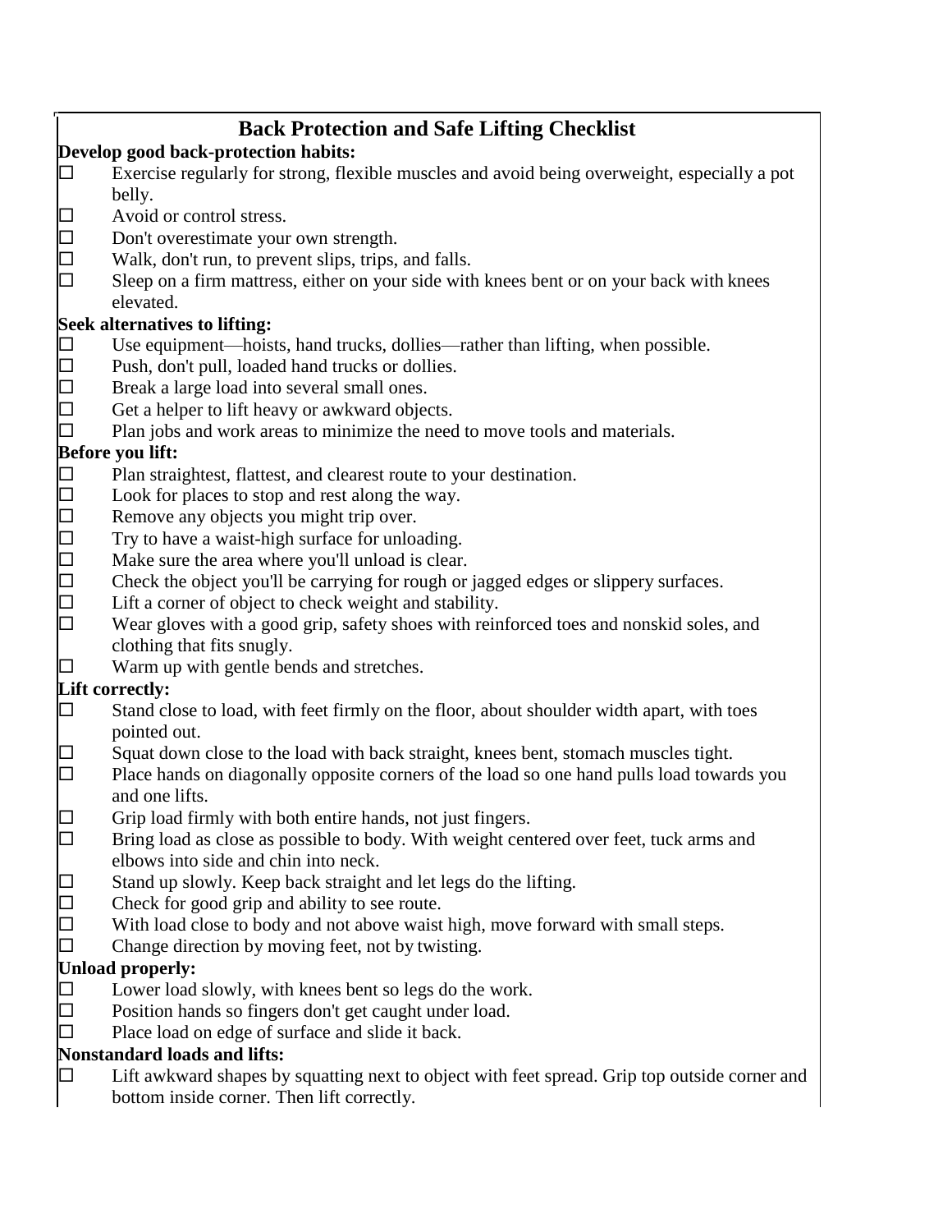# Back Protection and Safe Lifting Checklist

**Develop good back-protection habits:**

- ☐ Exercise regularly for strong, flexible muscles and avoid being overweight, especially a pot belly.
- ☐ Avoid or control stress.
- ☐ Don't overestimate your own strength.
- ☐ Walk, don't run, to prevent slips, trips, and falls.
- ☐ Sleep on a firm mattress, either on your side with knees bent or on your back with knees elevated.

**Seek alternatives to lifting:**

- ☐ Use equipment—hoists, hand trucks, dollies—rather than lifting, when possible.
- ☐ Push, don't pull, loaded hand trucks or dollies.
- ☐ Break a large load into several small ones.
- ☐ Get a helper to lift heavy or awkward objects.
- ☐ Plan jobs and work areas to minimize the need to move tools and materials.

**Before you lift:**

- ☐ Plan straightest, flattest, and clearest route to your destination.
- ☐ Look for places to stop and rest along the way.
- ☐ Remove any objects you might trip over.
- ☐ Try to have a waist-high surface for unloading.
- ☐ Make sure the area where you'll unload is clear.
- ☐ Check the object you'll be carrying for rough or jagged edges or slippery surfaces.
- ☐ Lift a corner of object to check weight and stability.
- ☐ Wear gloves with a good grip, safety shoes with reinforced toes and nonskid soles, and clothing that fits snugly.
- ☐ Warm up with gentle bends and stretches.

**Lift correctly:**

- ☐ Stand close to load, with feet firmly on the floor, about shoulder width apart, with toes pointed out.
- ☐ Squat down close to the load with back straight, knees bent, stomach muscles tight.
- ☐ Place hands on diagonally opposite corners of the load so one hand pulls load towards you and one lifts.
- ☐ Grip load firmly with both entire hands, not just fingers.
- ☐ Bring load as close as possible to body. With weight centered over feet, tuck arms and elbows into side and chin into neck.
- ☐ Stand up slowly. Keep back straight and let legs do the lifting.
- ☐ Check for good grip and ability to see route.
- ☐ With load close to body and not above waist high, move forward with small steps.
- ☐ Change direction by moving feet, not by twisting.

**Unload properly:**

- ☐ Lower load slowly, with knees bent so legs do the work.
- ☐ Position hands so fingers don't get caught under load.
- ☐ Place load on edge of surface and slide it back.

**Nonstandard loads and lifts:**

- ☐ Lift awkward shapes by squatting next to object with feet spread. Grip top outside corner and bottom inside corner. Then lift correctly.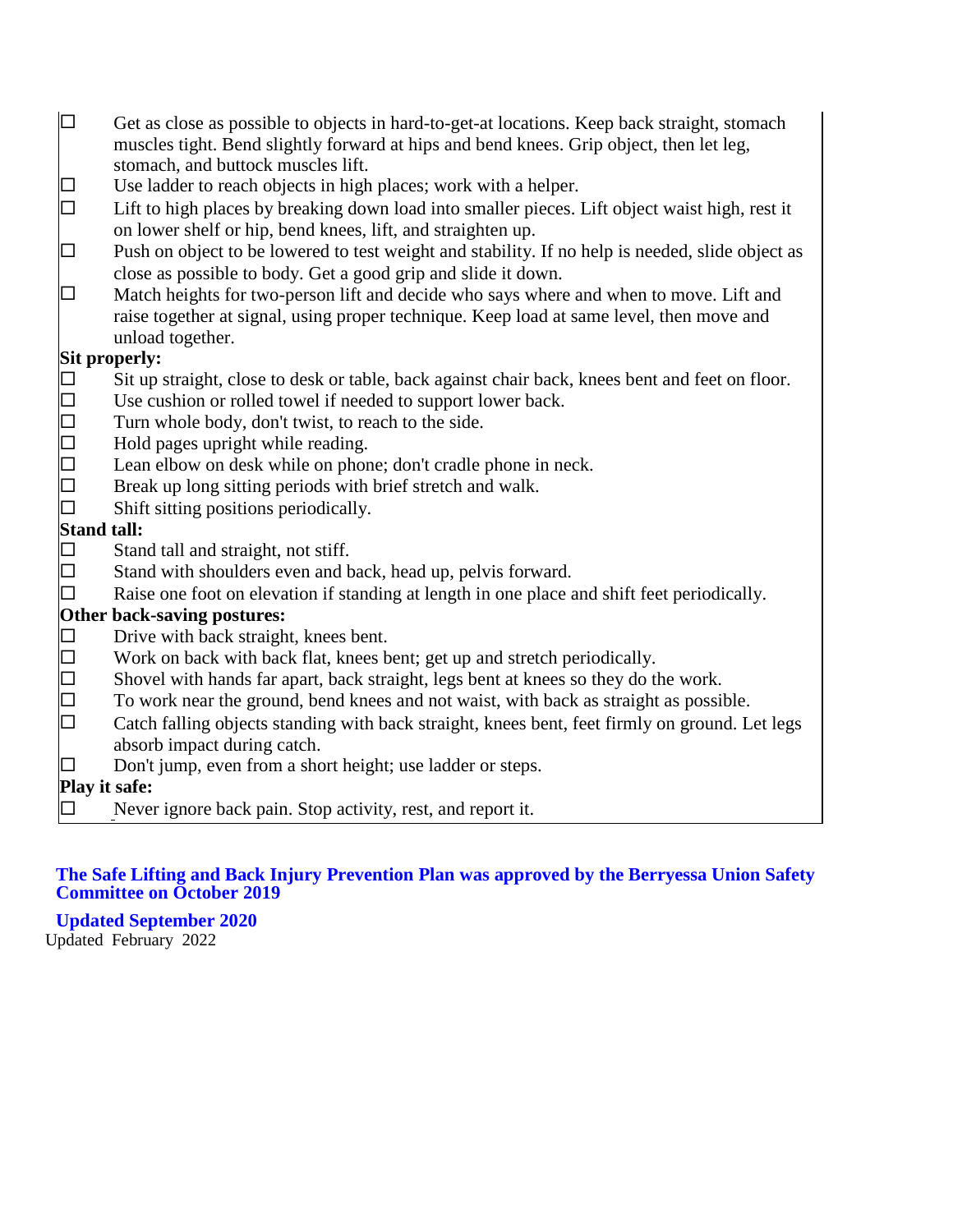- ☐ Get as close as possible to objects in hard-to-get-at locations. Keep back straight, stomach muscles tight. Bend slightly forward at hips and bend knees. Grip object, then let leg, stomach, and buttock muscles lift.
- ☐ Use ladder to reach objects in high places; work with a helper.
- ☐ Lift to high places by breaking down load into smaller pieces. Lift object waist high, rest it on lower shelf or hip, bend knees, lift, and straighten up.
- ☐ Push on object to be lowered to test weight and stability. If no help is needed, slide object as close as possible to body. Get a good grip and slide it down.
- ☐ Match heights for two-person lift and decide who says where and when to move. Lift and raise together at signal, using proper technique. Keep load at same level, then move and unload together.

**Sit properly:**

- ☐ Sit up straight, close to desk or table, back against chair back, knees bent and feet on floor.
- ☐ Use cushion or rolled towel if needed to support lower back.
- ☐ Turn whole body, don't twist, to reach to the side.
- ☐ Hold pages upright while reading.
- ☐ Lean elbow on desk while on phone; don't cradle phone in neck.
- ☐ Break up long sitting periods with brief stretch and walk.
- ☐ Shift sitting positions periodically.

**Stand tall:**

- ☐ Stand tall and straight, not stiff.
- ☐ Stand with shoulders even and back, head up, pelvis forward.
- ☐ Raise one foot on elevation if standing at length in one place and shift feet periodically.

**Other back-saving postures:**

- ☐ Drive with back straight, knees bent.
- ☐ Work on back with back flat, knees bent; get up and stretch periodically.
- ☐ Shovel with hands far apart, back straight, legs bent at knees so they do the work.
- ☐ To work near the ground, bend knees and not waist, with back as straight as possible.
- ☐ Catch falling objects standing with back straight, knees bent, feet firmly on ground. Let legs absorb impact during catch.
- ☐ Don't jump, even from a short height; use ladder or steps.

**Play it safe:**

- ☐ Never ignore back pain. Stop activity, rest, and report it.

**The Safe Lifting and Back Injury Prevention Plan was approved by the Berryessa Union Safety Committee on October 2019**

**Updated September 2020**

Updated February 2022